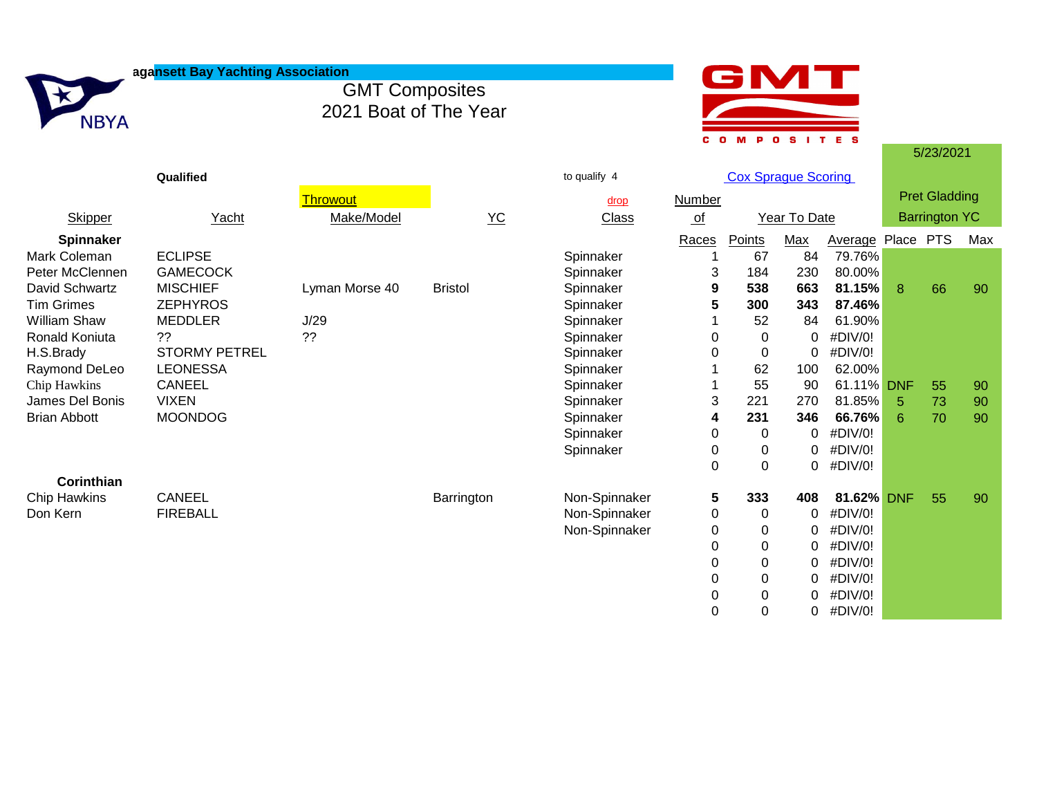agansett Bay Yachting Association

NBYA

GMT Composites
2021 Boat of The Year

GMT COMPOSITES

5/23/2021

**Qualified** | to qualify 4 | Cox Sprague Scoring | Pret Gladding Barrington YC

| Skipper | Yacht | Throwout Make/Model | YC | drop Class | Number of Races | Year To Date Points | Max | Average | Place | PTS | Max |
|---|---|---|---|---|---|---|---|---|---|---|---|
| **Spinnaker** | | | | | | | | | | | |
| Mark Coleman | ECLIPSE | | | Spinnaker | 1 | 67 | 84 | 79.76% | | | |
| Peter McClennen | GAMECOCK | | | Spinnaker | 3 | 184 | 230 | 80.00% | | | |
| David Schwartz | MISCHIEF | Lyman Morse 40 | Bristol | Spinnaker | **9** | **538** | **663** | **81.15%** | 8 | 66 | 90 |
| Tim Grimes | ZEPHYROS | | | Spinnaker | **5** | **300** | **343** | **87.46%** | | | |
| William Shaw | MEDDLER | J/29 | | Spinnaker | 1 | 52 | 84 | 61.90% | | | |
| Ronald Koniuta | ?? | ?? | | Spinnaker | 0 | 0 | 0 | #DIV/0! | | | |
| H.S.Brady | STORMY PETREL | | | Spinnaker | 0 | 0 | 0 | #DIV/0! | | | |
| Raymond DeLeo | LEONESSA | | | Spinnaker | 1 | 62 | 100 | 62.00% | | | |
| Chip Hawkins | CANEEL | | | Spinnaker | 1 | 55 | 90 | 61.11% | DNF | 55 | 90 |
| James Del Bonis | VIXEN | | | Spinnaker | 3 | 221 | 270 | 81.85% | 5 | 73 | 90 |
| Brian Abbott | MOONDOG | | | Spinnaker | **4** | **231** | **346** | **66.76%** | 6 | 70 | 90 |
| | | | | Spinnaker | 0 | 0 | 0 | #DIV/0! | | | |
| | | | | Spinnaker | 0 | 0 | 0 | #DIV/0! | | | |
| | | | | | 0 | 0 | 0 | #DIV/0! | | | |
| **Corinthian** | | | | | | | | | | | |
| Chip Hawkins | CANEEL | | Barrington | Non-Spinnaker | **5** | **333** | **408** | **81.62%** | DNF | 55 | 90 |
| Don Kern | FIREBALL | | | Non-Spinnaker | 0 | 0 | 0 | #DIV/0! | | | |
| | | | | Non-Spinnaker | 0 | 0 | 0 | #DIV/0! | | | |
| | | | | | 0 | 0 | 0 | #DIV/0! | | | |
| | | | | | 0 | 0 | 0 | #DIV/0! | | | |
| | | | | | 0 | 0 | 0 | #DIV/0! | | | |
| | | | | | 0 | 0 | 0 | #DIV/0! | | | |
| | | | | | 0 | 0 | 0 | #DIV/0! | | | |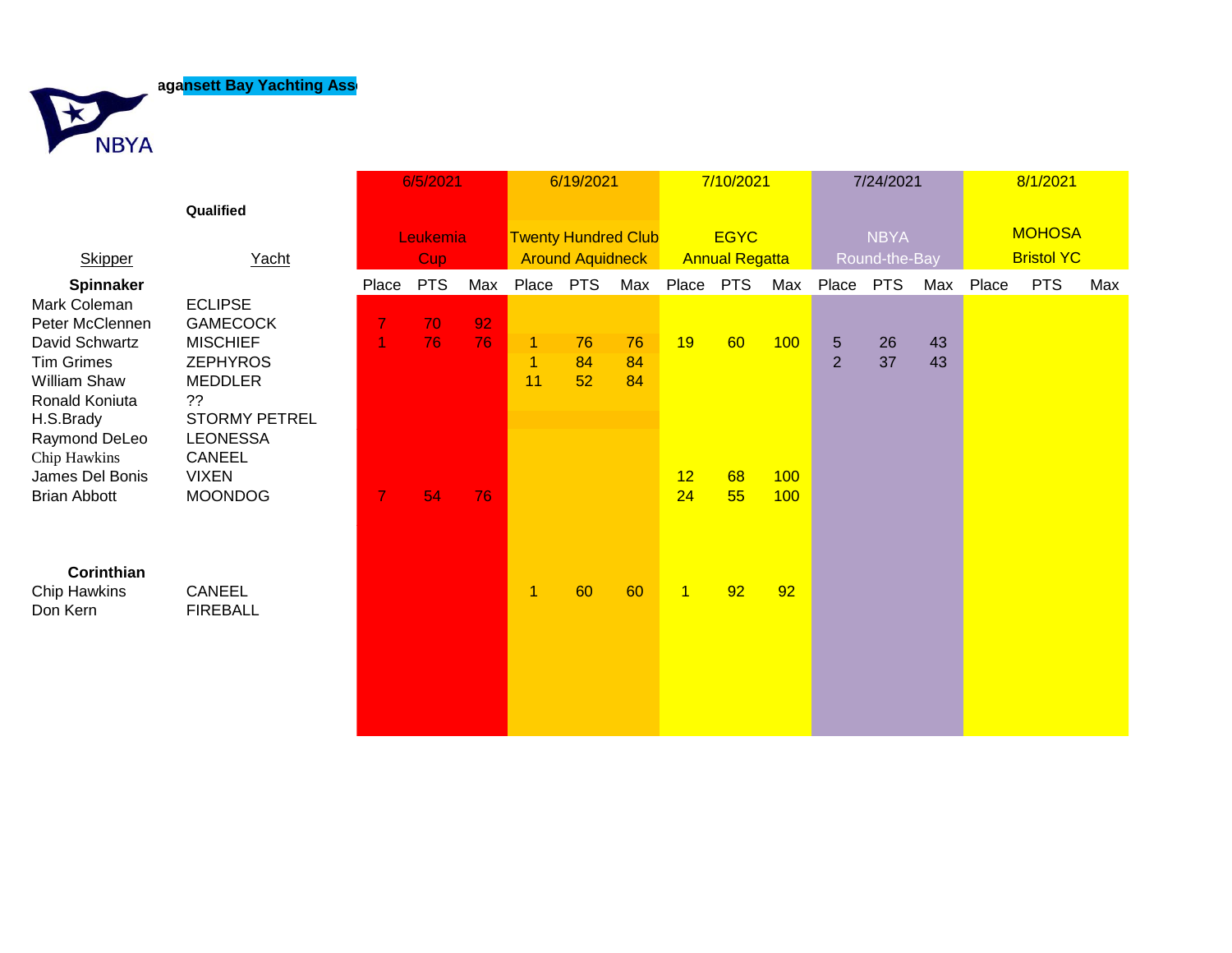NBYA

**aganset Bay Yachting Ass**

| Skipper | Yacht | 6/5/2021 Leukemia Cup | | | 6/19/2021 Twenty Hundred Club Around Aquidneck | | | 7/10/2021 EGYC Annual Regatta | | | 7/24/2021 NBYA Round-the-Bay | | | 8/1/2021 MOHOSA Bristol YC | | |
|---|---|---|---|---|---|---|---|---|---|---|---|---|---|---|---|---|
| | **Qualified** | | | | | | | | | | | | | | | |
| **Spinnaker** | | Place | PTS | Max | Place | PTS | Max | Place | PTS | Max | Place | PTS | Max | Place | PTS | Max |
| Mark Coleman | ECLIPSE | | | | | | | | | | | | | | | |
| Peter McClennen | GAMECOCK | 7 | 70 | 92 | | | | | | | | | | | | |
| David Schwartz | MISCHIEF | 1 | 76 | 76 | 1 | 76 | 76 | 19 | 60 | 100 | 5 | 26 | 43 | | | |
| Tim Grimes | ZEPHYROS | | | | 1 | 84 | 84 | | | | 2 | 37 | 43 | | | |
| William Shaw | MEDDLER | | | | 11 | 52 | 84 | | | | | | | | | |
| Ronald Koniuta | ?? | | | | | | | | | | | | | | | |
| H.S.Brady | STORMY PETREL | | | | | | | | | | | | | | | |
| Raymond DeLeo | LEONESSA | | | | | | | | | | | | | | | |
| Chip Hawkins | CANEEL | | | | | | | | | | | | | | | |
| James Del Bonis | VIXEN | | | | | | | 12 | 68 | 100 | | | | | | |
| Brian Abbott | MOONDOG | 7 | 54 | 76 | | | | 24 | 55 | 100 | | | | | | |
| **Corinthian** | | | | | | | | | | | | | | | | |
| Chip Hawkins | CANEEL | | | | 1 | 60 | 60 | 1 | 92 | 92 | | | | | | |
| Don Kern | FIREBALL | | | | | | | | | | | | | | | |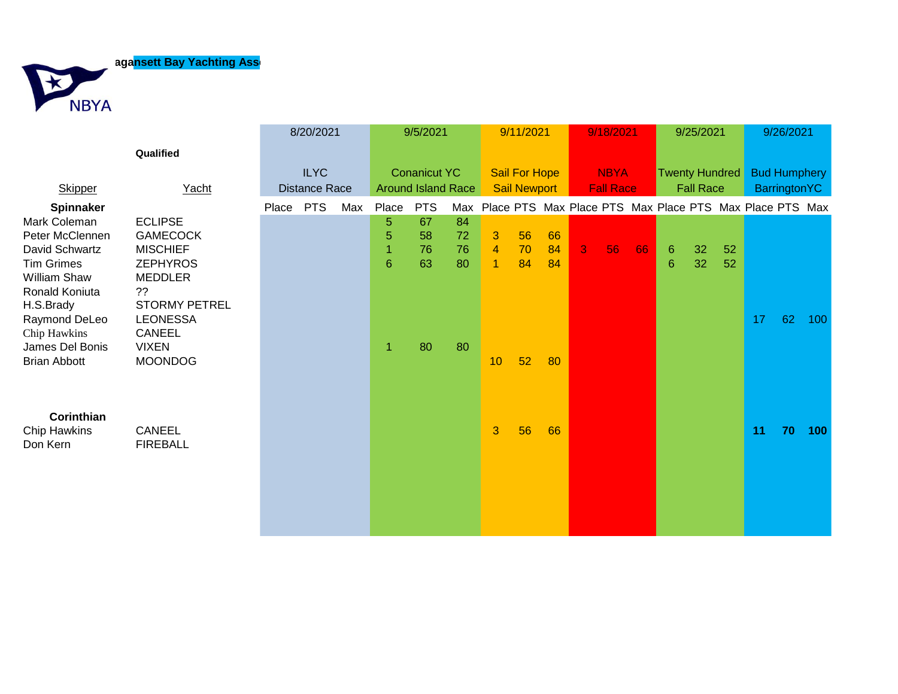**aganset Bay Yachting Ass**

NBYA

| Skipper | Yacht | 8/20/2021 ILYC Distance Race | | | 9/5/2021 Conanicut YC Around Island Race | | | 9/11/2021 Sail For Hope Sail Newport | | | 9/18/2021 NBYA Fall Race | | | 9/25/2021 Twenty Hundred Fall Race | | | 9/26/2021 Bud Humphery BarringtonYC | | |
|---|---|---|---|---|---|---|---|---|---|---|---|---|---|---|---|---|---|---|---|
| | **Qualified** | Place | PTS | Max | Place | PTS | Max | Place | PTS | Max | Place | PTS | Max | Place | PTS | Max | Place | PTS | Max |
| **Spinnaker** | | | | | | | | | | | | | | | | | | | |
| Mark Coleman | ECLIPSE | | | | 5 | 67 | 84 | | | | | | | | | | | | |
| Peter McClennen | GAMECOCK | | | | 5 | 58 | 72 | 3 | 56 | 66 | | | | | | | | | |
| David Schwartz | MISCHIEF | | | | 1 | 76 | 76 | 4 | 70 | 84 | 3 | 56 | 66 | 6 | 32 | 52 | | | |
| Tim Grimes | ZEPHYROS | | | | 6 | 63 | 80 | 1 | 84 | 84 | | | | 6 | 32 | 52 | | | |
| William Shaw | MEDDLER | | | | | | | | | | | | | | | | | | |
| Ronald Koniuta | ?? | | | | | | | | | | | | | | | | | | |
| H.S.Brady | STORMY PETREL | | | | | | | | | | | | | | | | | | |
| Raymond DeLeo | LEONESSA | | | | | | | | | | | | | | | | 17 | 62 | 100 |
| Chip Hawkins | CANEEL | | | | | | | | | | | | | | | | | | |
| James Del Bonis | VIXEN | | | | 1 | 80 | 80 | | | | | | | | | | | | |
| Brian Abbott | MOONDOG | | | | | | | 10 | 52 | 80 | | | | | | | | | |
| **Corinthian** | | | | | | | | | | | | | | | | | | | |
| Chip Hawkins | CANEEL | | | | | | | 3 | 56 | 66 | | | | | | | **11** | **70** | **100** |
| Don Kern | FIREBALL | | | | | | | | | | | | | | | | | | |